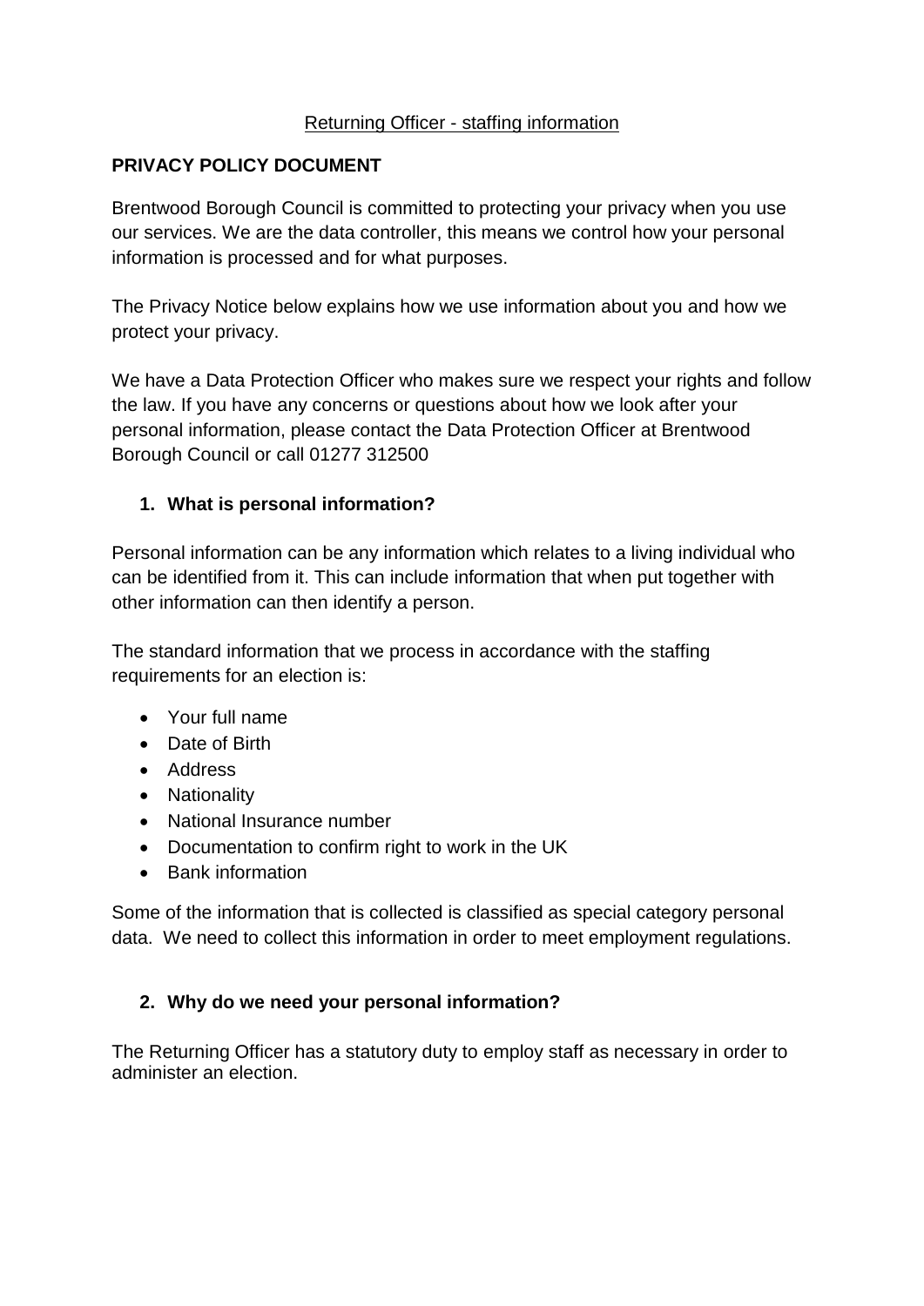Returning Officer - staffing information

**PRIVACY POLICY DOCUMENT**

Brentwood Borough Council is committed to protecting your privacy when you use our services. We are the data controller, this means we control how your personal information is processed and for what purposes.

The Privacy Notice below explains how we use information about you and how we protect your privacy.

We have a Data Protection Officer who makes sure we respect your rights and follow the law. If you have any concerns or questions about how we look after your personal information, please contact the Data Protection Officer at Brentwood Borough Council or call 01277 312500

## 1. What is personal information?

Personal information can be any information which relates to a living individual who can be identified from it. This can include information that when put together with other information can then identify a person.

The standard information that we process in accordance with the staffing requirements for an election is:

- Your full name
- Date of Birth
- Address
- Nationality
- National Insurance number
- Documentation to confirm right to work in the UK
- Bank information

Some of the information that is collected is classified as special category personal data. We need to collect this information in order to meet employment regulations.

## 2. Why do we need your personal information?

The Returning Officer has a statutory duty to employ staff as necessary in order to administer an election.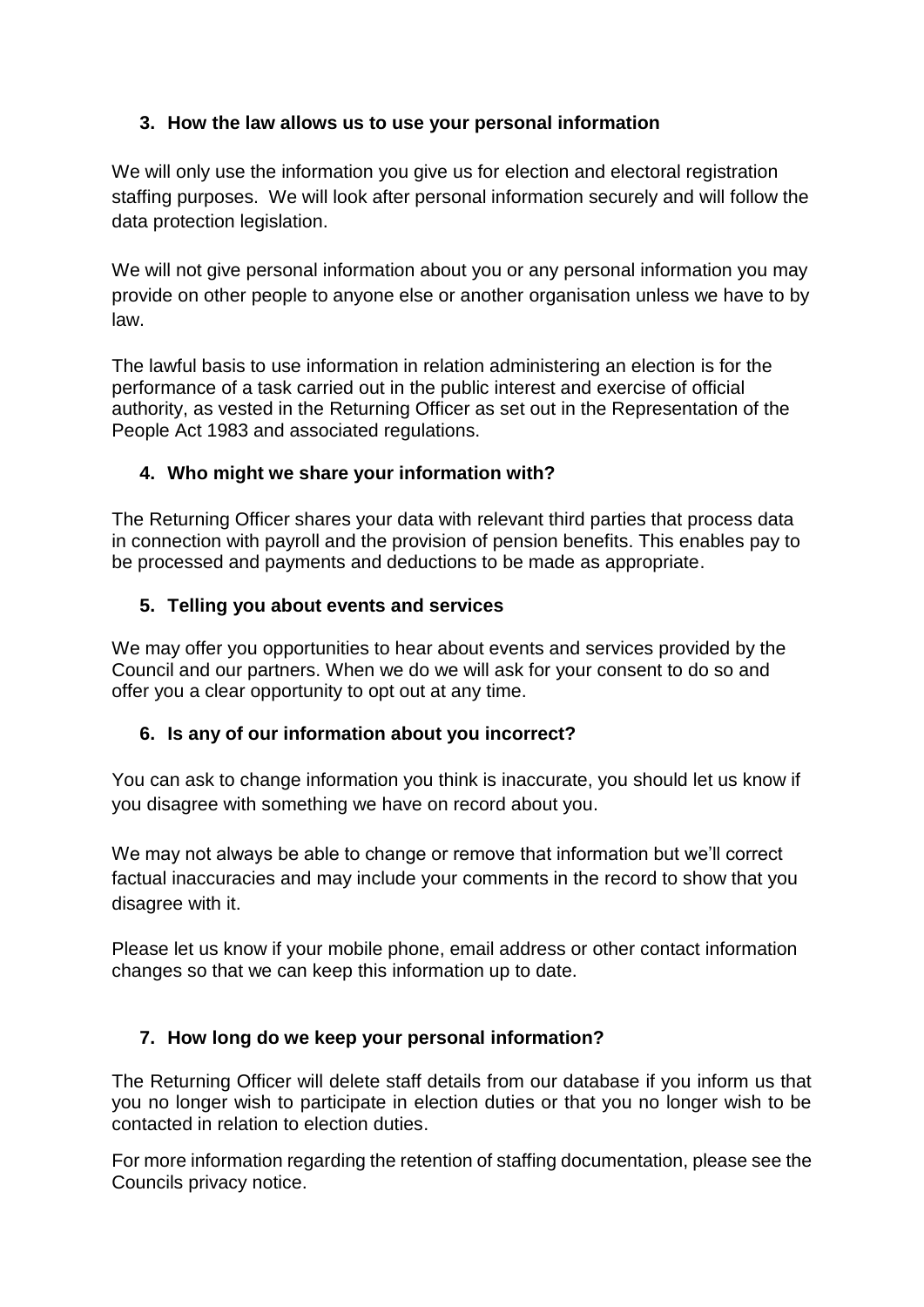## 3. How the law allows us to use your personal information

We will only use the information you give us for election and electoral registration staffing purposes. We will look after personal information securely and will follow the data protection legislation.

We will not give personal information about you or any personal information you may provide on other people to anyone else or another organisation unless we have to by law.

The lawful basis to use information in relation administering an election is for the performance of a task carried out in the public interest and exercise of official authority, as vested in the Returning Officer as set out in the Representation of the People Act 1983 and associated regulations.

## 4. Who might we share your information with?

The Returning Officer shares your data with relevant third parties that process data in connection with payroll and the provision of pension benefits. This enables pay to be processed and payments and deductions to be made as appropriate.

## 5. Telling you about events and services

We may offer you opportunities to hear about events and services provided by the Council and our partners. When we do we will ask for your consent to do so and offer you a clear opportunity to opt out at any time.

## 6. Is any of our information about you incorrect?

You can ask to change information you think is inaccurate, you should let us know if you disagree with something we have on record about you.

We may not always be able to change or remove that information but we'll correct factual inaccuracies and may include your comments in the record to show that you disagree with it.

Please let us know if your mobile phone, email address or other contact information changes so that we can keep this information up to date.

## 7. How long do we keep your personal information?

The Returning Officer will delete staff details from our database if you inform us that you no longer wish to participate in election duties or that you no longer wish to be contacted in relation to election duties.

For more information regarding the retention of staffing documentation, please see the Councils privacy notice.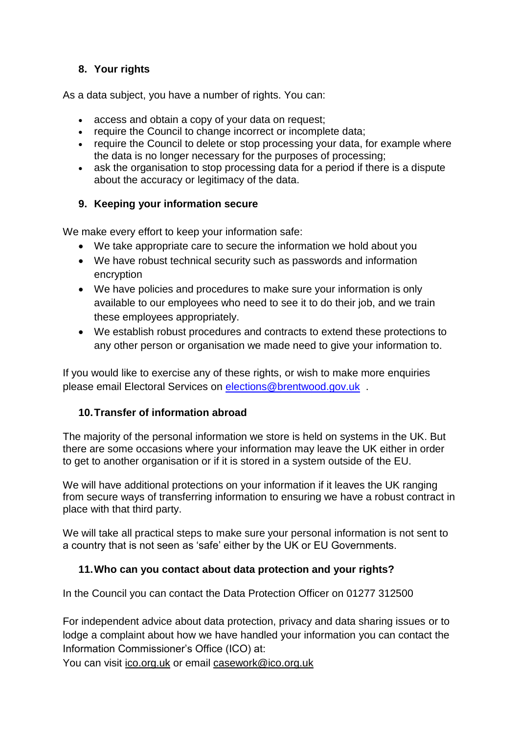## 8. Your rights

As a data subject, you have a number of rights. You can:

- access and obtain a copy of your data on request;
- require the Council to change incorrect or incomplete data;
- require the Council to delete or stop processing your data, for example where the data is no longer necessary for the purposes of processing;
- ask the organisation to stop processing data for a period if there is a dispute about the accuracy or legitimacy of the data.

## 9. Keeping your information secure

We make every effort to keep your information safe:

- We take appropriate care to secure the information we hold about you
- We have robust technical security such as passwords and information encryption
- We have policies and procedures to make sure your information is only available to our employees who need to see it to do their job, and we train these employees appropriately.
- We establish robust procedures and contracts to extend these protections to any other person or organisation we made need to give your information to.

If you would like to exercise any of these rights, or wish to make more enquiries please email Electoral Services on [elections@brentwood.gov.uk](mailto:elections@brentwood.gov.uk) .

## 10. Transfer of information abroad

The majority of the personal information we store is held on systems in the UK. But there are some occasions where your information may leave the UK either in order to get to another organisation or if it is stored in a system outside of the EU.

We will have additional protections on your information if it leaves the UK ranging from secure ways of transferring information to ensuring we have a robust contract in place with that third party.

We will take all practical steps to make sure your personal information is not sent to a country that is not seen as 'safe' either by the UK or EU Governments.

## 11. Who can you contact about data protection and your rights?

In the Council you can contact the Data Protection Officer on 01277 312500

For independent advice about data protection, privacy and data sharing issues or to lodge a complaint about how we have handled your information you can contact the Information Commissioner's Office (ICO) at:
You can visit ico.org.uk or email casework@ico.org.uk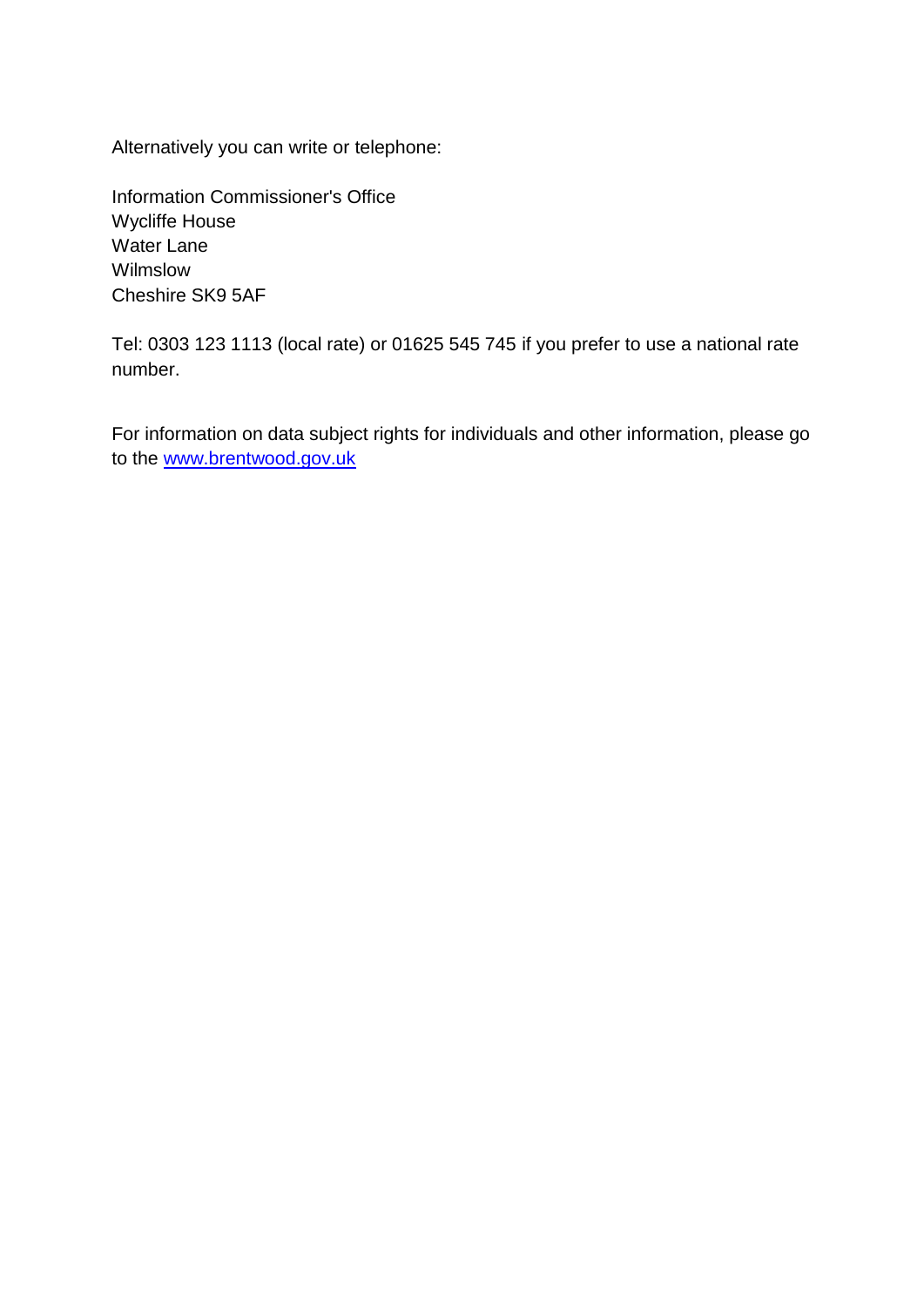Alternatively you can write or telephone:

Information Commissioner's Office
Wycliffe House
Water Lane
Wilmslow
Cheshire SK9 5AF

Tel: 0303 123 1113 (local rate) or 01625 545 745 if you prefer to use a national rate number.

For information on data subject rights for individuals and other information, please go to the [www.brentwood.gov.uk](http://www.brentwood.gov.uk)